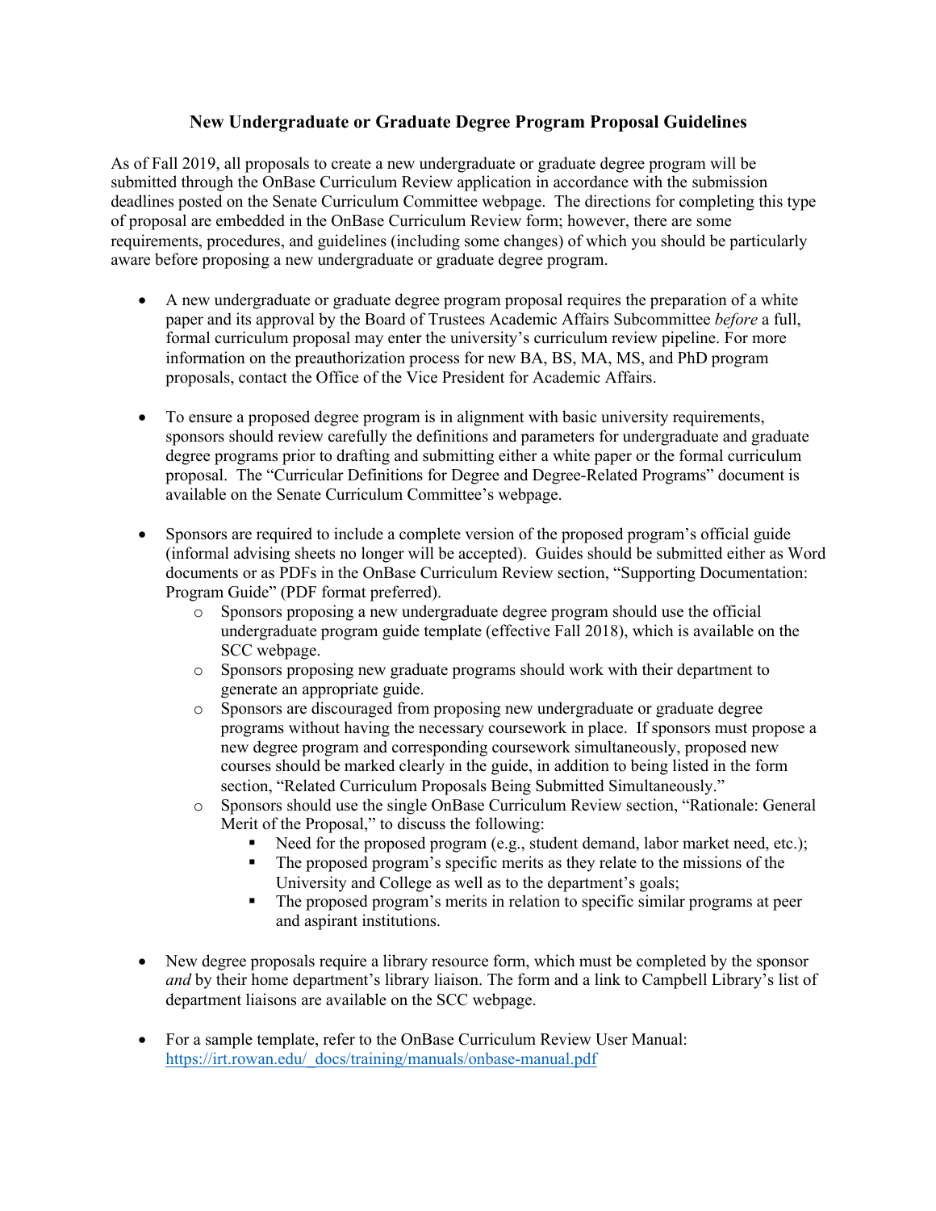# New Undergraduate or Graduate Degree Program Proposal Guidelines

As of Fall 2019, all proposals to create a new undergraduate or graduate degree program will be submitted through the OnBase Curriculum Review application in accordance with the submission deadlines posted on the Senate Curriculum Committee webpage. The directions for completing this type of proposal are embedded in the OnBase Curriculum Review form; however, there are some requirements, procedures, and guidelines (including some changes) of which you should be particularly aware before proposing a new undergraduate or graduate degree program.

- A new undergraduate or graduate degree program proposal requires the preparation of a white paper and its approval by the Board of Trustees Academic Affairs Subcommittee *before* a full, formal curriculum proposal may enter the university's curriculum review pipeline. For more information on the preauthorization process for new BA, BS, MA, MS, and PhD program proposals, contact the Office of the Vice President for Academic Affairs.

- To ensure a proposed degree program is in alignment with basic university requirements, sponsors should review carefully the definitions and parameters for undergraduate and graduate degree programs prior to drafting and submitting either a white paper or the formal curriculum proposal. The "Curricular Definitions for Degree and Degree-Related Programs" document is available on the Senate Curriculum Committee's webpage.

- Sponsors are required to include a complete version of the proposed program's official guide (informal advising sheets no longer will be accepted). Guides should be submitted either as Word documents or as PDFs in the OnBase Curriculum Review section, "Supporting Documentation: Program Guide" (PDF format preferred).
  - Sponsors proposing a new undergraduate degree program should use the official undergraduate program guide template (effective Fall 2018), which is available on the SCC webpage.
  - Sponsors proposing new graduate programs should work with their department to generate an appropriate guide.
  - Sponsors are discouraged from proposing new undergraduate or graduate degree programs without having the necessary coursework in place. If sponsors must propose a new degree program and corresponding coursework simultaneously, proposed new courses should be marked clearly in the guide, in addition to being listed in the form section, "Related Curriculum Proposals Being Submitted Simultaneously."
  - Sponsors should use the single OnBase Curriculum Review section, "Rationale: General Merit of the Proposal," to discuss the following:
    - Need for the proposed program (e.g., student demand, labor market need, etc.);
    - The proposed program's specific merits as they relate to the missions of the University and College as well as to the department's goals;
    - The proposed program's merits in relation to specific similar programs at peer and aspirant institutions.

- New degree proposals require a library resource form, which must be completed by the sponsor *and* by their home department's library liaison. The form and a link to Campbell Library's list of department liaisons are available on the SCC webpage.

- For a sample template, refer to the OnBase Curriculum Review User Manual: [https://irt.rowan.edu/_docs/training/manuals/onbase-manual.pdf](https://irt.rowan.edu/_docs/training/manuals/onbase-manual.pdf)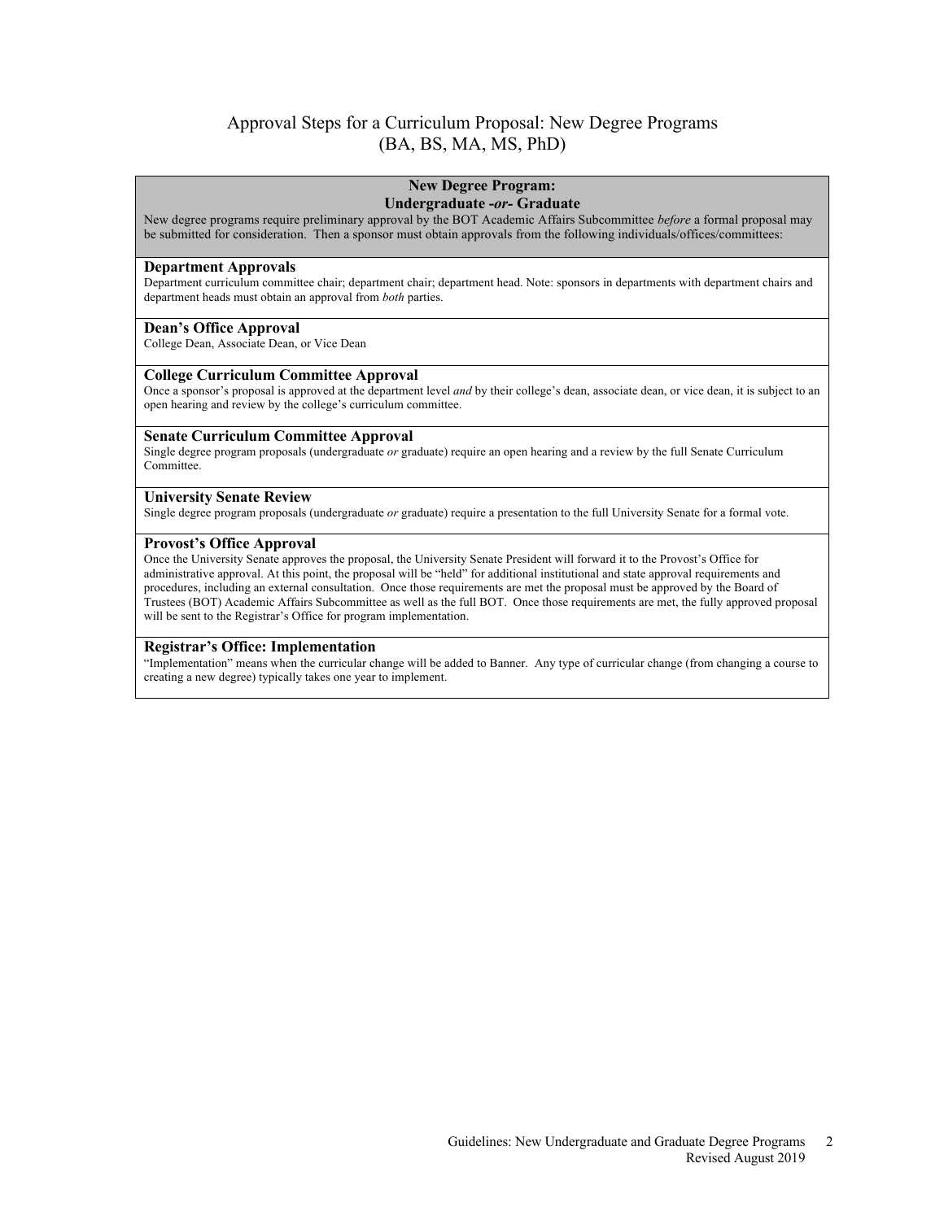# Approval Steps for a Curriculum Proposal: New Degree Programs (BA, BS, MA, MS, PhD)

## New Degree Program: Undergraduate *-or-* Graduate

New degree programs require preliminary approval by the BOT Academic Affairs Subcommittee *before* a formal proposal may be submitted for consideration. Then a sponsor must obtain approvals from the following individuals/offices/committees:

### Department Approvals

Department curriculum committee chair; department chair; department head. Note: sponsors in departments with department chairs and department heads must obtain an approval from *both* parties.

### Dean's Office Approval

College Dean, Associate Dean, or Vice Dean

### College Curriculum Committee Approval

Once a sponsor's proposal is approved at the department level *and* by their college's dean, associate dean, or vice dean, it is subject to an open hearing and review by the college's curriculum committee.

### Senate Curriculum Committee Approval

Single degree program proposals (undergraduate *or* graduate) require an open hearing and a review by the full Senate Curriculum Committee.

### University Senate Review

Single degree program proposals (undergraduate *or* graduate) require a presentation to the full University Senate for a formal vote.

### Provost's Office Approval

Once the University Senate approves the proposal, the University Senate President will forward it to the Provost's Office for administrative approval. At this point, the proposal will be "held" for additional institutional and state approval requirements and procedures, including an external consultation. Once those requirements are met the proposal must be approved by the Board of Trustees (BOT) Academic Affairs Subcommittee as well as the full BOT. Once those requirements are met, the fully approved proposal will be sent to the Registrar's Office for program implementation.

### Registrar's Office: Implementation

"Implementation" means when the curricular change will be added to Banner. Any type of curricular change (from changing a course to creating a new degree) typically takes one year to implement.